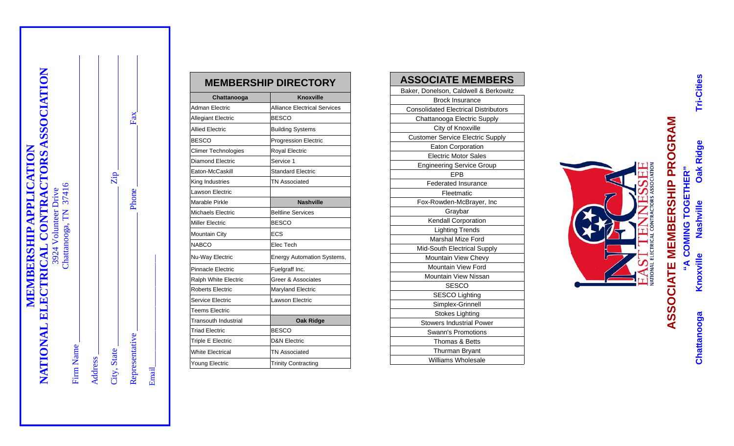# MEMBERSHIP APPLICATION

## NATIONAL ELECTRICAL CONTRACTORS ASSOCIATION

3924 Volunteer Drive
Chattanooga, TN 37416

Firm Name ______________________

Address ______________________

City, State ______________ Zip ______________

Representative ______________ Phone ______________ Fax ______________

Email ______________________

## MEMBERSHIP DIRECTORY

| Chattanooga | Knoxville |
|---|---|
| Adman Electric | Alliance Electrical Services |
| Allegiant Electric | BESCO |
| Allied Electric | Building Systems |
| BESCO | Progression Electric |
| Climer Technologies | Royal Electric |
| Diamond Electric | Service 1 |
| Eaton-McCaskill | Standard Electric |
| King Industries | TN Associated |
| Lawson Electric | |
| Marable Pirkle | **Nashville** |
| Michaels Electric | Beltline Services |
| Miller Electric | BESCO |
| Mountain City | ECS |
| NABCO | Elec Tech |
| Nu-Way Electric | Energy Automation Systems, |
| Pinnacle Electric | Fuelgraff Inc. |
| Ralph White Electric | Greer & Associates |
| Roberts Electric | Maryland Electric |
| Service Electric | Lawson Electric |
| Teems Electric | |
| Transouth Industrial | **Oak Ridge** |
| Triad Electric | BESCO |
| Triple E Electric | D&N Electric |
| White Electrical | TN Associated |
| Young Electric | Trinity Contracting |

## ASSOCIATE MEMBERS

| ASSOCIATE MEMBERS |
|---|
| Baker, Donelson, Caldwell & Berkowitz |
| Brock Insurance |
| Consolidated Electrical Distributors |
| Chattanooga Electric Supply |
| City of Knoxville |
| Customer Service Electric Supply |
| Eaton Corporation |
| Electric Motor Sales |
| Engineering Service Group |
| EPB |
| Federated Insurance |
| Fleetmatic |
| Fox-Rowden-McBrayer, Inc |
| Graybar |
| Kendall Corporation |
| Lighting Trends |
| Marshal Mize Ford |
| Mid-South Electrical Supply |
| Mountain View Chevy |
| Mountain View Ford |
| Mountain View Nissan |
| SESCO |
| SESCO Lighting |
| Simplex-Grinnell |
| Stokes Lighting |
| Stowers Industrial Power |
| Swann's Promotions |
| Thomas & Betts |
| Thurman Bryant |
| Williams Wholesale |

NECA EAST TENNESSEE
NATIONAL ELECTRICAL CONTRACTORS ASSOCIATION

# ASSOCIATE MEMBERSHIP PROGRAM

**"A COMING TOGETHER"**

**Chattanooga Knoxville Nashville Oak Ridge Tri-Cities**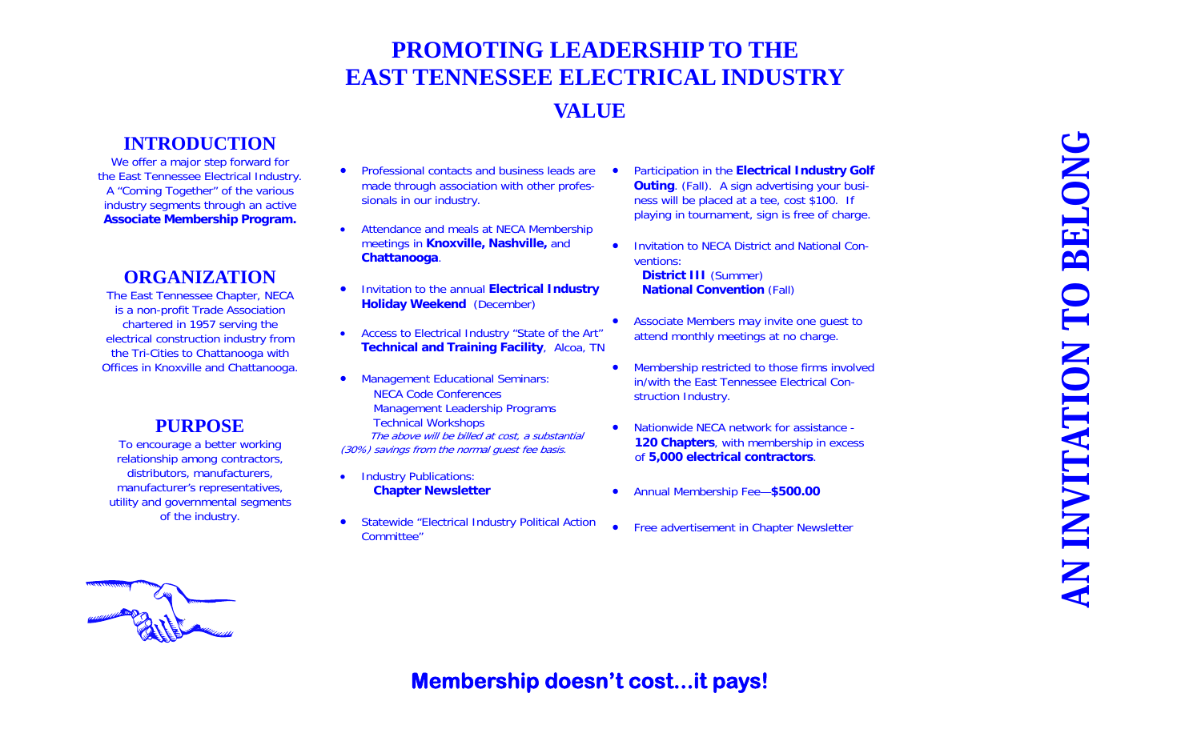# PROMOTING LEADERSHIP TO THE EAST TENNESSEE ELECTRICAL INDUSTRY

## INTRODUCTION

We offer a major step forward for the East Tennessee Electrical Industry. A "Coming Together" of the various industry segments through an active **Associate Membership Program.**

## ORGANIZATION

The East Tennessee Chapter, NECA is a non-profit Trade Association chartered in 1957 serving the electrical construction industry from the Tri-Cities to Chattanooga with Offices in Knoxville and Chattanooga.

## PURPOSE

To encourage a better working relationship among contractors, distributors, manufacturers, manufacturer's representatives, utility and governmental segments of the industry.

## VALUE

- Professional contacts and business leads are made through association with other professionals in our industry.
- Attendance and meals at NECA Membership meetings in **Knoxville, Nashville,** and **Chattanooga**.
- Invitation to the annual **Electrical Industry Holiday Weekend** (December)
- Access to Electrical Industry "State of the Art" **Technical and Training Facility**, Alcoa, TN
- Management Educational Seminars:
  - NECA Code Conferences
  - Management Leadership Programs
  - Technical Workshops

  *The above will be billed at cost, a substantial (30%) savings from the normal guest fee basis.*
- Industry Publications:
  - **Chapter Newsletter**
- Statewide "Electrical Industry Political Action Committee"
- Participation in the **Electrical Industry Golf Outing**. (Fall). A sign advertising your business will be placed at a tee, cost $100. If playing in tournament, sign is free of charge.
- Invitation to NECA District and National Conventions:
  - **District III** (Summer)
  - **National Convention** (Fall)
- Associate Members may invite one guest to attend monthly meetings at no charge.
- Membership restricted to those firms involved in/with the East Tennessee Electrical Construction Industry.
- Nationwide NECA network for assistance - **120 Chapters**, with membership in excess of **5,000 electrical contractors**.
- Annual Membership Fee—**$500.00**
- Free advertisement in Chapter Newsletter

**Membership doesn't cost…it pays!**

# AN INVITATION TO BELONG